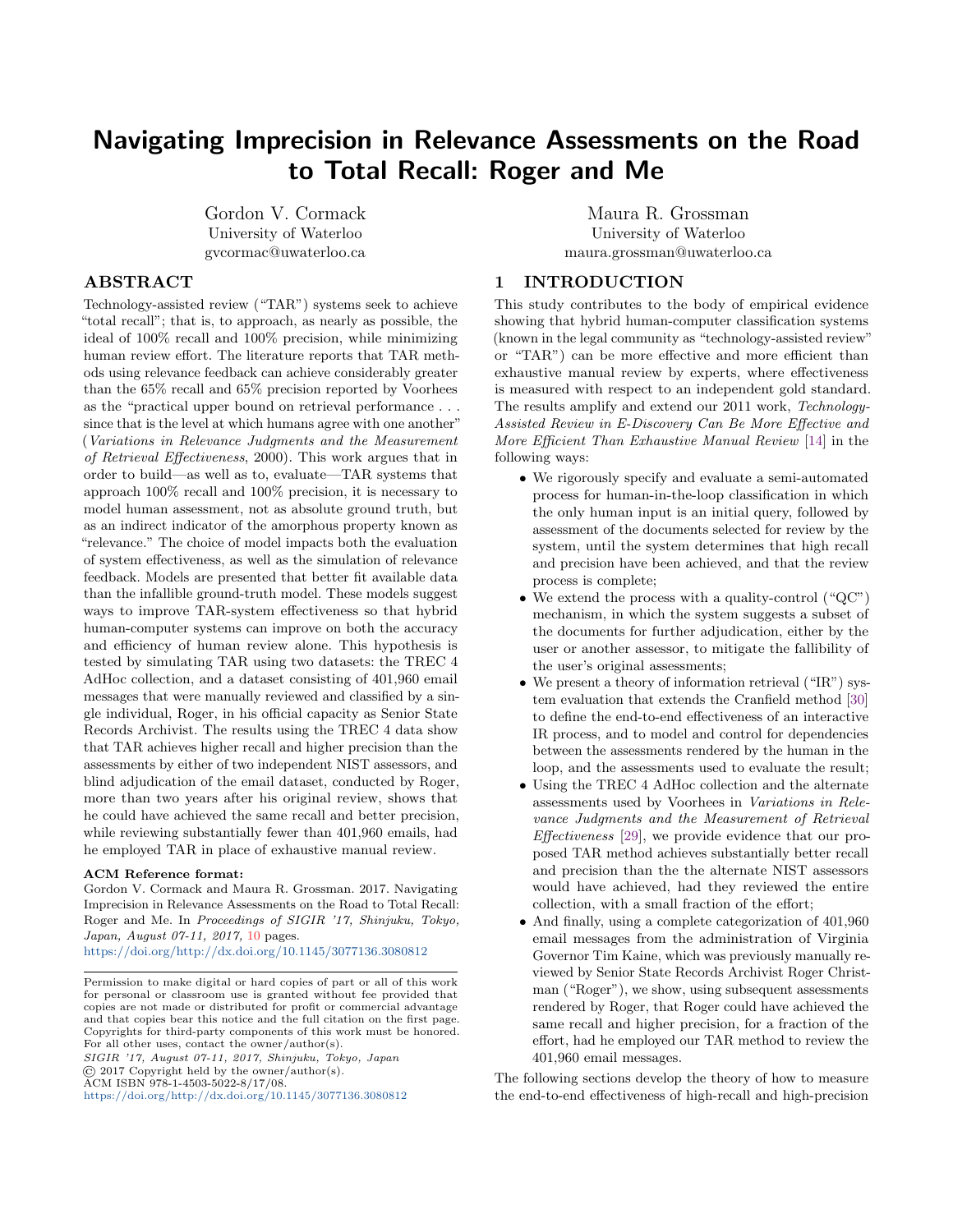# Navigating Imprecision in Relevance Assessments on the Road to Total Recall: Roger and Me

Gordon V. Cormack
University of Waterloo
gvcormac@uwaterloo.ca

Maura R. Grossman
University of Waterloo
maura.grossman@uwaterloo.ca

## ABSTRACT

Technology-assisted review ("TAR") systems seek to achieve "total recall"; that is, to approach, as nearly as possible, the ideal of 100% recall and 100% precision, while minimizing human review effort. The literature reports that TAR methods using relevance feedback can achieve considerably greater than the 65% recall and 65% precision reported by Voorhees as the "practical upper bound on retrieval performance . . . since that is the level at which humans agree with one another" (*Variations in Relevance Judgments and the Measurement of Retrieval Effectiveness*, 2000). This work argues that in order to build—as well as to, evaluate—TAR systems that approach 100% recall and 100% precision, it is necessary to model human assessment, not as absolute ground truth, but as an indirect indicator of the amorphous property known as "relevance." The choice of model impacts both the evaluation of system effectiveness, as well as the simulation of relevance feedback. Models are presented that better fit available data than the infallible ground-truth model. These models suggest ways to improve TAR-system effectiveness so that hybrid human-computer systems can improve on both the accuracy and efficiency of human review alone. This hypothesis is tested by simulating TAR using two datasets: the TREC 4 AdHoc collection, and a dataset consisting of 401,960 email messages that were manually reviewed and classified by a single individual, Roger, in his official capacity as Senior State Records Archivist. The results using the TREC 4 data show that TAR achieves higher recall and higher precision than the assessments by either of two independent NIST assessors, and blind adjudication of the email dataset, conducted by Roger, more than two years after his original review, shows that he could have achieved the same recall and better precision, while reviewing substantially fewer than 401,960 emails, had he employed TAR in place of exhaustive manual review.

**ACM Reference format:**
Gordon V. Cormack and Maura R. Grossman. 2017. Navigating Imprecision in Relevance Assessments on the Road to Total Recall: Roger and Me. In *Proceedings of SIGIR '17, Shinjuku, Tokyo, Japan, August 07-11, 2017,* 10 pages.
https://doi.org/http://dx.doi.org/10.1145/3077136.3080812

Permission to make digital or hard copies of part or all of this work for personal or classroom use is granted without fee provided that copies are not made or distributed for profit or commercial advantage and that copies bear this notice and the full citation on the first page. Copyrights for third-party components of this work must be honored. For all other uses, contact the owner/author(s).
*SIGIR '17, August 07-11, 2017, Shinjuku, Tokyo, Japan*
© 2017 Copyright held by the owner/author(s).
ACM ISBN 978-1-4503-5022-8/17/08.
https://doi.org/http://dx.doi.org/10.1145/3077136.3080812

## 1 INTRODUCTION

This study contributes to the body of empirical evidence showing that hybrid human-computer classification systems (known in the legal community as "technology-assisted review" or "TAR") can be more effective and more efficient than exhaustive manual review by experts, where effectiveness is measured with respect to an independent gold standard. The results amplify and extend our 2011 work, *Technology-Assisted Review in E-Discovery Can Be More Effective and More Efficient Than Exhaustive Manual Review* [14] in the following ways:

- We rigorously specify and evaluate a semi-automated process for human-in-the-loop classification in which the only human input is an initial query, followed by assessment of the documents selected for review by the system, until the system determines that high recall and precision have been achieved, and that the review process is complete;
- We extend the process with a quality-control ("QC") mechanism, in which the system suggests a subset of the documents for further adjudication, either by the user or another assessor, to mitigate the fallibility of the user's original assessments;
- We present a theory of information retrieval ("IR") system evaluation that extends the Cranfield method [30] to define the end-to-end effectiveness of an interactive IR process, and to model and control for dependencies between the assessments rendered by the human in the loop, and the assessments used to evaluate the result;
- Using the TREC 4 AdHoc collection and the alternate assessments used by Voorhees in *Variations in Relevance Judgments and the Measurement of Retrieval Effectiveness* [29], we provide evidence that our proposed TAR method achieves substantially better recall and precision than the the alternate NIST assessors would have achieved, had they reviewed the entire collection, with a small fraction of the effort;
- And finally, using a complete categorization of 401,960 email messages from the administration of Virginia Governor Tim Kaine, which was previously manually reviewed by Senior State Records Archivist Roger Christman ("Roger"), we show, using subsequent assessments rendered by Roger, that Roger could have achieved the same recall and higher precision, for a fraction of the effort, had he employed our TAR method to review the 401,960 email messages.

The following sections develop the theory of how to measure the end-to-end effectiveness of high-recall and high-precision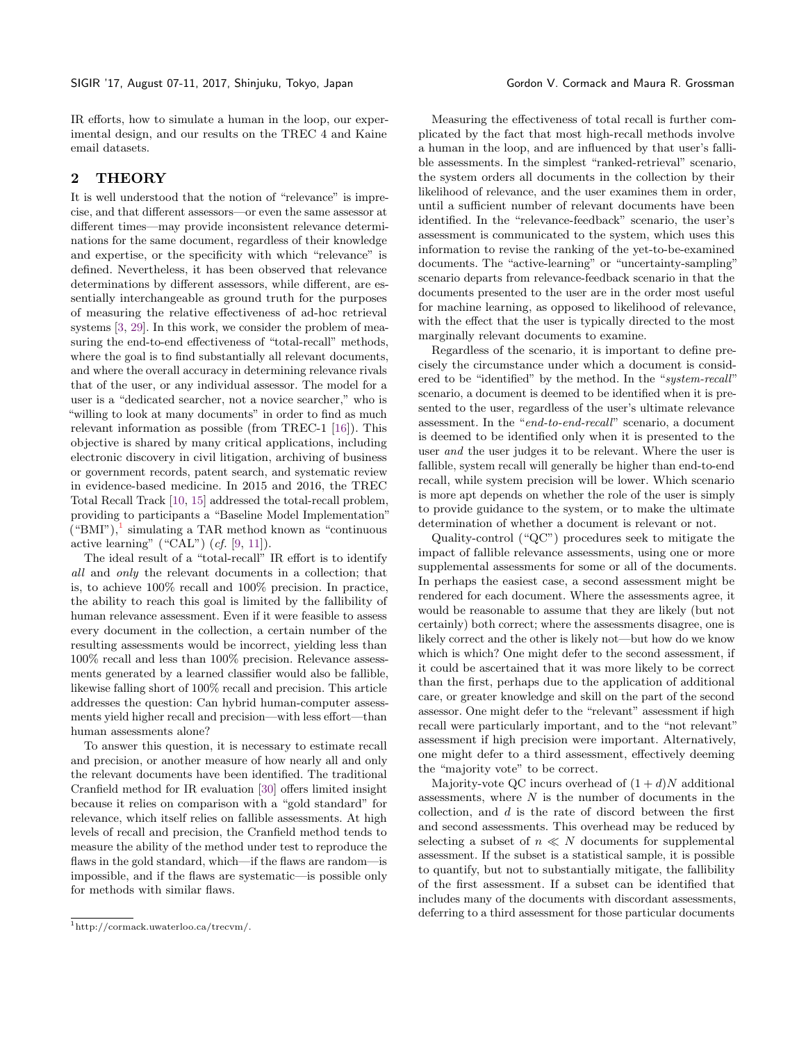IR efforts, how to simulate a human in the loop, our experimental design, and our results on the TREC 4 and Kaine email datasets.

## 2 THEORY

It is well understood that the notion of "relevance" is imprecise, and that different assessors—or even the same assessor at different times—may provide inconsistent relevance determinations for the same document, regardless of their knowledge and expertise, or the specificity with which "relevance" is defined. Nevertheless, it has been observed that relevance determinations by different assessors, while different, are essentially interchangeable as ground truth for the purposes of measuring the relative effectiveness of ad-hoc retrieval systems [3, 29]. In this work, we consider the problem of measuring the end-to-end effectiveness of "total-recall" methods, where the goal is to find substantially all relevant documents, and where the overall accuracy in determining relevance rivals that of the user, or any individual assessor. The model for a user is a "dedicated searcher, not a novice searcher," who is "willing to look at many documents" in order to find as much relevant information as possible (from TREC-1 [16]). This objective is shared by many critical applications, including electronic discovery in civil litigation, archiving of business or government records, patent search, and systematic review in evidence-based medicine. In 2015 and 2016, the TREC Total Recall Track [10, 15] addressed the total-recall problem, providing to participants a "Baseline Model Implementation" ("BMI"),[1] simulating a TAR method known as "continuous active learning" ("CAL") (*cf.* [9, 11]).

The ideal result of a "total-recall" IR effort is to identify *all* and *only* the relevant documents in a collection; that is, to achieve 100% recall and 100% precision. In practice, the ability to reach this goal is limited by the fallibility of human relevance assessment. Even if it were feasible to assess every document in the collection, a certain number of the resulting assessments would be incorrect, yielding less than 100% recall and less than 100% precision. Relevance assessments generated by a learned classifier would also be fallible, likewise falling short of 100% recall and precision. This article addresses the question: Can hybrid human-computer assessments yield higher recall and precision—with less effort—than human assessments alone?

To answer this question, it is necessary to estimate recall and precision, or another measure of how nearly all and only the relevant documents have been identified. The traditional Cranfield method for IR evaluation [30] offers limited insight because it relies on comparison with a "gold standard" for relevance, which itself relies on fallible assessments. At high levels of recall and precision, the Cranfield method tends to measure the ability of the method under test to reproduce the flaws in the gold standard, which—if the flaws are random—is impossible, and if the flaws are systematic—is possible only for methods with similar flaws.

[1] http://cormack.uwaterloo.ca/trecvm/.

Measuring the effectiveness of total recall is further complicated by the fact that most high-recall methods involve a human in the loop, and are influenced by that user's fallible assessments. In the simplest "ranked-retrieval" scenario, the system orders all documents in the collection by their likelihood of relevance, and the user examines them in order, until a sufficient number of relevant documents have been identified. In the "relevance-feedback" scenario, the user's assessment is communicated to the system, which uses this information to revise the ranking of the yet-to-be-examined documents. The "active-learning" or "uncertainty-sampling" scenario departs from relevance-feedback scenario in that the documents presented to the user are in the order most useful for machine learning, as opposed to likelihood of relevance, with the effect that the user is typically directed to the most marginally relevant documents to examine.

Regardless of the scenario, it is important to define precisely the circumstance under which a document is considered to be "identified" by the method. In the "*system-recall*" scenario, a document is deemed to be identified when it is presented to the user, regardless of the user's ultimate relevance assessment. In the "*end-to-end-recall*" scenario, a document is deemed to be identified only when it is presented to the user *and* the user judges it to be relevant. Where the user is fallible, system recall will generally be higher than end-to-end recall, while system precision will be lower. Which scenario is more apt depends on whether the role of the user is simply to provide guidance to the system, or to make the ultimate determination of whether a document is relevant or not.

Quality-control ("QC") procedures seek to mitigate the impact of fallible relevance assessments, using one or more supplemental assessments for some or all of the documents. In perhaps the easiest case, a second assessment might be rendered for each document. Where the assessments agree, it would be reasonable to assume that they are likely (but not certainly) both correct; where the assessments disagree, one is likely correct and the other is likely not—but how do we know which is which? One might defer to the second assessment, if it could be ascertained that it was more likely to be correct than the first, perhaps due to the application of additional care, or greater knowledge and skill on the part of the second assessor. One might defer to the "relevant" assessment if high recall were particularly important, and to the "not relevant" assessment if high precision were important. Alternatively, one might defer to a third assessment, effectively deeming the "majority vote" to be correct.

Majority-vote QC incurs overhead of $(1 + d)N$ additional assessments, where $N$ is the number of documents in the collection, and $d$ is the rate of discord between the first and second assessments. This overhead may be reduced by selecting a subset of $n \ll N$ documents for supplemental assessment. If the subset is a statistical sample, it is possible to quantify, but not to substantially mitigate, the fallibility of the first assessment. If a subset can be identified that includes many of the documents with discordant assessments, deferring to a third assessment for those particular documents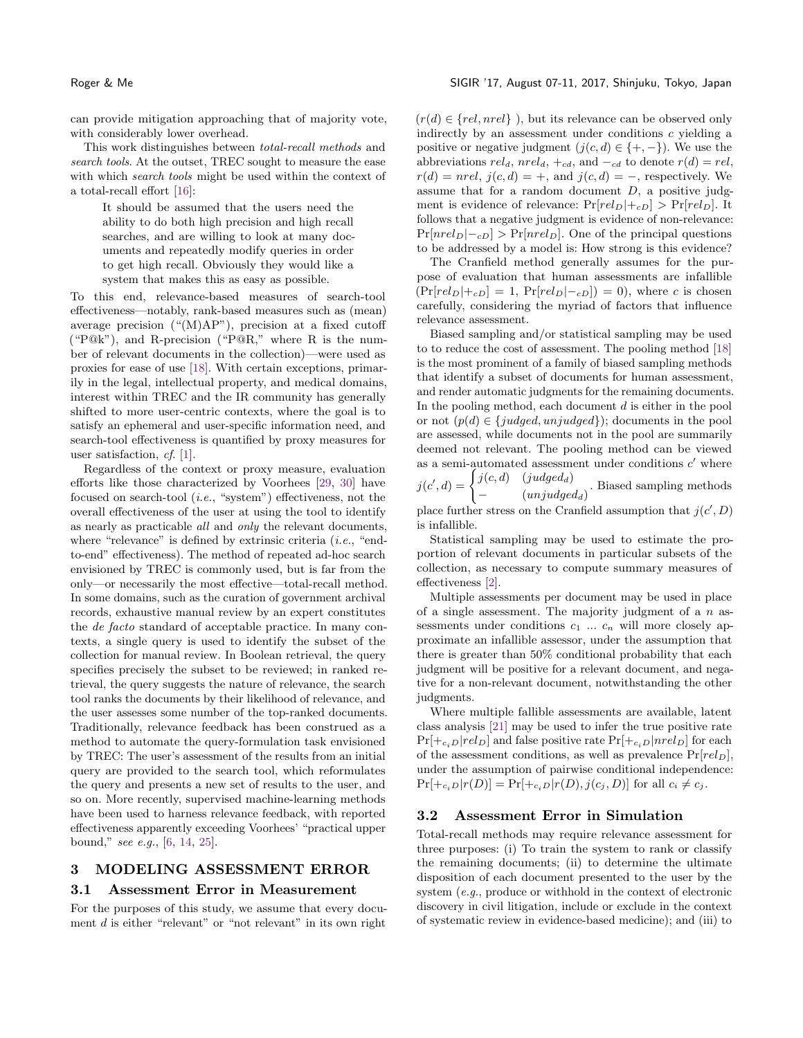can provide mitigation approaching that of majority vote, with considerably lower overhead.

This work distinguishes between *total-recall methods* and *search tools*. At the outset, TREC sought to measure the ease with which *search tools* might be used within the context of a total-recall effort [16]:

> It should be assumed that the users need the ability to do both high precision and high recall searches, and are willing to look at many documents and repeatedly modify queries in order to get high recall. Obviously they would like a system that makes this as easy as possible.

To this end, relevance-based measures of search-tool effectiveness—notably, rank-based measures such as (mean) average precision ("(M)AP"), precision at a fixed cutoff ("P@k"), and R-precision ("P@R," where R is the number of relevant documents in the collection)—were used as proxies for ease of use [18]. With certain exceptions, primarily in the legal, intellectual property, and medical domains, interest within TREC and the IR community has generally shifted to more user-centric contexts, where the goal is to satisfy an ephemeral and user-specific information need, and search-tool effectiveness is quantified by proxy measures for user satisfaction, *cf*. [1].

Regardless of the context or proxy measure, evaluation efforts like those characterized by Voorhees [29, 30] have focused on search-tool (*i.e.*, "system") effectiveness, not the overall effectiveness of the user at using the tool to identify as nearly as practicable *all* and *only* the relevant documents, where "relevance" is defined by extrinsic criteria (*i.e.*, "end-to-end" effectiveness). The method of repeated ad-hoc search envisioned by TREC is commonly used, but is far from the only—or necessarily the most effective—total-recall method. In some domains, such as the curation of government archival records, exhaustive manual review by an expert constitutes the *de facto* standard of acceptable practice. In many contexts, a single query is used to identify the subset of the collection for manual review. In Boolean retrieval, the query specifies precisely the subset to be reviewed; in ranked retrieval, the query suggests the nature of relevance, the search tool ranks the documents by their likelihood of relevance, and the user assesses some number of the top-ranked documents. Traditionally, relevance feedback has been construed as a method to automate the query-formulation task envisioned by TREC: The user's assessment of the results from an initial query are provided to the search tool, which reformulates the query and presents a new set of results to the user, and so on. More recently, supervised machine-learning methods have been used to harness relevance feedback, with reported effectiveness apparently exceeding Voorhees' "practical upper bound," *see e.g.*, [6, 14, 25].

## 3 MODELING ASSESSMENT ERROR

### 3.1 Assessment Error in Measurement

For the purposes of this study, we assume that every document $d$ is either "relevant" or "not relevant" in its own right ($r(d) \in \{rel, nrel\}$ ), but its relevance can be observed only indirectly by an assessment under conditions $c$ yielding a positive or negative judgment ($j(c,d) \in \{+,-\}$). We use the abbreviations $rel_d$, $nrel_d$, $+_{cd}$, and $-_{cd}$ to denote $r(d) = rel$, $r(d) = nrel$, $j(c,d) = +$, and $j(c,d) = -$, respectively. We assume that for a random document $D$, a positive judgment is evidence of relevance: $\Pr[rel_D|+_{cD}] > \Pr[rel_D]$. It follows that a negative judgment is evidence of non-relevance: $\Pr[nrel_D|-_{cD}] > \Pr[nrel_D]$. One of the principal questions to be addressed by a model is: How strong is this evidence?

The Cranfield method generally assumes for the purpose of evaluation that human assessments are infallible ($\Pr[rel_D|+_{cD}] = 1$, $\Pr[rel_D|-_{cD}]) = 0$), where $c$ is chosen carefully, considering the myriad of factors that influence relevance assessment.

Biased sampling and/or statistical sampling may be used to to reduce the cost of assessment. The pooling method [18] is the most prominent of a family of biased sampling methods that identify a subset of documents for human assessment, and render automatic judgments for the remaining documents. In the pooling method, each document $d$ is either in the pool or not ($p(d) \in \{judged, unjudged\}$); documents in the pool are assessed, while documents not in the pool are summarily deemed not relevant. The pooling method can be viewed as a semi-automated assessment under conditions $c'$ where $j(c',d) = \begin{cases} j(c,d) & (judged_d) \\ - & (unjudged_d) \end{cases}$. Biased sampling methods place further stress on the Cranfield assumption that $j(c',D)$ is infallible.

Statistical sampling may be used to estimate the proportion of relevant documents in particular subsets of the collection, as necessary to compute summary measures of effectiveness [2].

Multiple assessments per document may be used in place of a single assessment. The majority judgment of a $n$ assessments under conditions $c_1$ ... $c_n$ will more closely approximate an infallible assessor, under the assumption that there is greater than 50% conditional probability that each judgment will be positive for a relevant document, and negative for a non-relevant document, notwithstanding the other judgments.

Where multiple fallible assessments are available, latent class analysis [21] may be used to infer the true positive rate $\Pr[+_{c_iD}|rel_D]$ and false positive rate $\Pr[+_{c_iD}|nrel_D]$ for each of the assessment conditions, as well as prevalence $\Pr[rel_D]$, under the assumption of pairwise conditional independence: $\Pr[+_{c_iD}|r(D)] = \Pr[+_{c_iD}|r(D), j(c_j, D)]$ for all $c_i \neq c_j$.

### 3.2 Assessment Error in Simulation

Total-recall methods may require relevance assessment for three purposes: (i) To train the system to rank or classify the remaining documents; (ii) to determine the ultimate disposition of each document presented to the user by the system (*e.g.*, produce or withhold in the context of electronic discovery in civil litigation, include or exclude in the context of systematic review in evidence-based medicine); and (iii) to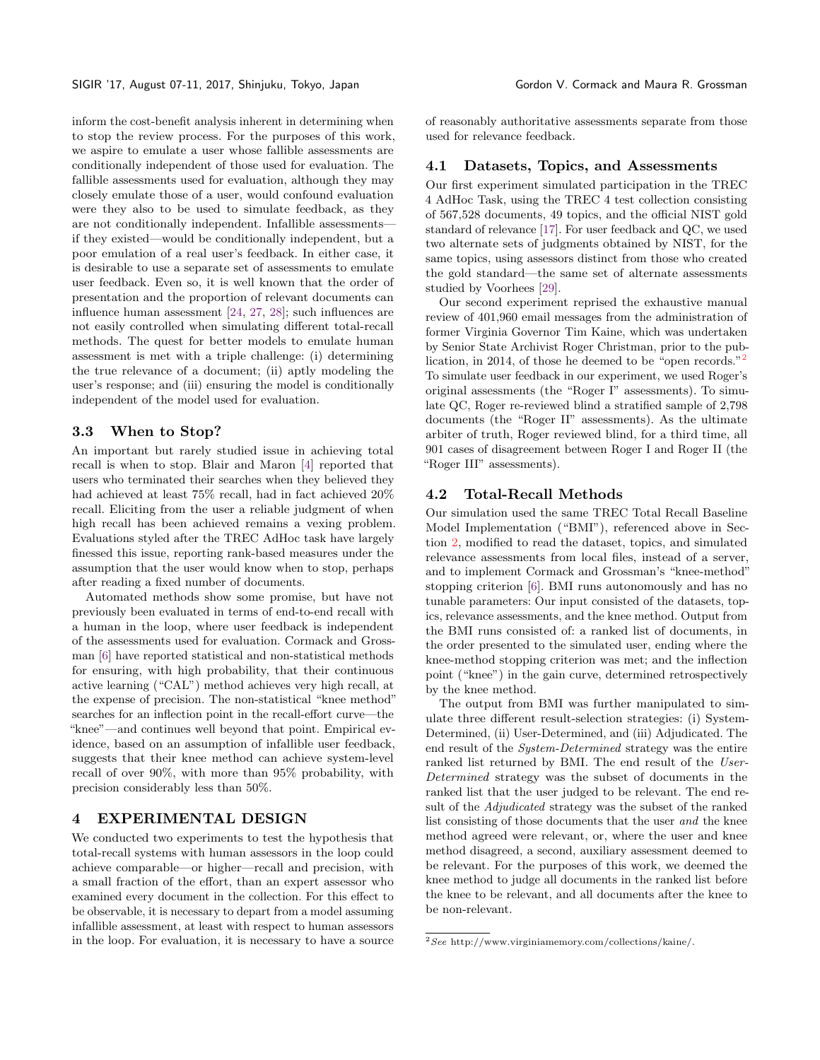inform the cost-benefit analysis inherent in determining when to stop the review process. For the purposes of this work, we aspire to emulate a user whose fallible assessments are conditionally independent of those used for evaluation. The fallible assessments used for evaluation, although they may closely emulate those of a user, would confound evaluation were they also to be used to simulate feedback, as they are not conditionally independent. Infallible assessments—if they existed—would be conditionally independent, but a poor emulation of a real user's feedback. In either case, it is desirable to use a separate set of assessments to emulate user feedback. Even so, it is well known that the order of presentation and the proportion of relevant documents can influence human assessment [24, 27, 28]; such influences are not easily controlled when simulating different total-recall methods. The quest for better models to emulate human assessment is met with a triple challenge: (i) determining the true relevance of a document; (ii) aptly modeling the user's response; and (iii) ensuring the model is conditionally independent of the model used for evaluation.

### 3.3 When to Stop?

An important but rarely studied issue in achieving total recall is when to stop. Blair and Maron [4] reported that users who terminated their searches when they believed they had achieved at least 75% recall, had in fact achieved 20% recall. Eliciting from the user a reliable judgment of when high recall has been achieved remains a vexing problem. Evaluations styled after the TREC AdHoc task have largely finessed this issue, reporting rank-based measures under the assumption that the user would know when to stop, perhaps after reading a fixed number of documents.

Automated methods show some promise, but have not previously been evaluated in terms of end-to-end recall with a human in the loop, where user feedback is independent of the assessments used for evaluation. Cormack and Grossman [6] have reported statistical and non-statistical methods for ensuring, with high probability, that their continuous active learning ("CAL") method achieves very high recall, at the expense of precision. The non-statistical "knee method" searches for an inflection point in the recall-effort curve—the "knee"—and continues well beyond that point. Empirical evidence, based on an assumption of infallible user feedback, suggests that their knee method can achieve system-level recall of over 90%, with more than 95% probability, with precision considerably less than 50%.

## 4 EXPERIMENTAL DESIGN

We conducted two experiments to test the hypothesis that total-recall systems with human assessors in the loop could achieve comparable—or higher—recall and precision, with a small fraction of the effort, than an expert assessor who examined every document in the collection. For this effect to be observable, it is necessary to depart from a model assuming infallible assessment, at least with respect to human assessors in the loop. For evaluation, it is necessary to have a source of reasonably authoritative assessments separate from those used for relevance feedback.

### 4.1 Datasets, Topics, and Assessments

Our first experiment simulated participation in the TREC 4 AdHoc Task, using the TREC 4 test collection consisting of 567,528 documents, 49 topics, and the official NIST gold standard of relevance [17]. For user feedback and QC, we used two alternate sets of judgments obtained by NIST, for the same topics, using assessors distinct from those who created the gold standard—the same set of alternate assessments studied by Voorhees [29].

Our second experiment reprised the exhaustive manual review of 401,960 email messages from the administration of former Virginia Governor Tim Kaine, which was undertaken by Senior State Archivist Roger Christman, prior to the publication, in 2014, of those he deemed to be "open records."[2] To simulate user feedback in our experiment, we used Roger's original assessments (the "Roger I" assessments). To simulate QC, Roger re-reviewed blind a stratified sample of 2,798 documents (the "Roger II" assessments). As the ultimate arbiter of truth, Roger reviewed blind, for a third time, all 901 cases of disagreement between Roger I and Roger II (the "Roger III" assessments).

### 4.2 Total-Recall Methods

Our simulation used the same TREC Total Recall Baseline Model Implementation ("BMI"), referenced above in Section 2, modified to read the dataset, topics, and simulated relevance assessments from local files, instead of a server, and to implement Cormack and Grossman's "knee-method" stopping criterion [6]. BMI runs autonomously and has no tunable parameters: Our input consisted of the datasets, topics, relevance assessments, and the knee method. Output from the BMI runs consisted of: a ranked list of documents, in the order presented to the simulated user, ending where the knee-method stopping criterion was met; and the inflection point ("knee") in the gain curve, determined retrospectively by the knee method.

The output from BMI was further manipulated to simulate three different result-selection strategies: (i) System-Determined, (ii) User-Determined, and (iii) Adjudicated. The end result of the *System-Determined* strategy was the entire ranked list returned by BMI. The end result of the *User-Determined* strategy was the subset of documents in the ranked list that the user judged to be relevant. The end result of the *Adjudicated* strategy was the subset of the ranked list consisting of those documents that the user *and* the knee method agreed were relevant, or, where the user and knee method disagreed, a second, auxiliary assessment deemed to be relevant. For the purposes of this work, we deemed the knee method to judge all documents in the ranked list before the knee to be relevant, and all documents after the knee to be non-relevant.

[2] *See* http://www.virginiamemory.com/collections/kaine/.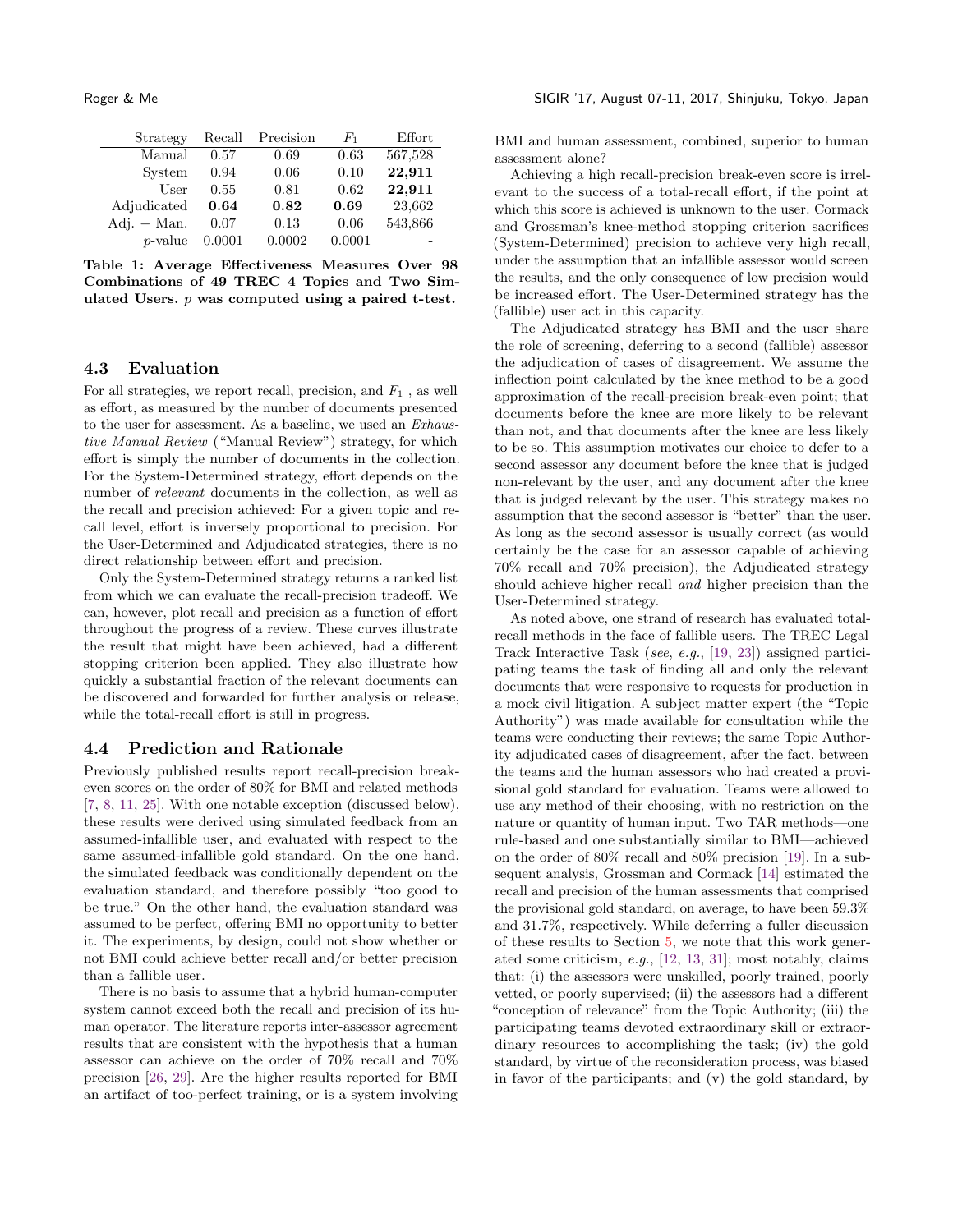| Strategy | Recall | Precision | $F_1$ | Effort |
|---|---|---|---|---|
| Manual | 0.57 | 0.69 | 0.63 | 567,528 |
| System | 0.94 | 0.06 | 0.10 | **22,911** |
| User | 0.55 | 0.81 | 0.62 | **22,911** |
| Adjudicated | **0.64** | **0.82** | **0.69** | 23,662 |
| Adj. − Man. | 0.07 | 0.13 | 0.06 | 543,866 |
| $p$-value | 0.0001 | 0.0002 | 0.0001 | - |

**Table 1: Average Effectiveness Measures Over 98 Combinations of 49 TREC 4 Topics and Two Simulated Users. $p$ was computed using a paired t-test.**

### 4.3 Evaluation

For all strategies, we report recall, precision, and $F_1$ , as well as effort, as measured by the number of documents presented to the user for assessment. As a baseline, we used an *Exhaustive Manual Review* ("Manual Review") strategy, for which effort is simply the number of documents in the collection. For the System-Determined strategy, effort depends on the number of *relevant* documents in the collection, as well as the recall and precision achieved: For a given topic and recall level, effort is inversely proportional to precision. For the User-Determined and Adjudicated strategies, there is no direct relationship between effort and precision.

Only the System-Determined strategy returns a ranked list from which we can evaluate the recall-precision tradeoff. We can, however, plot recall and precision as a function of effort throughout the progress of a review. These curves illustrate the result that might have been achieved, had a different stopping criterion been applied. They also illustrate how quickly a substantial fraction of the relevant documents can be discovered and forwarded for further analysis or release, while the total-recall effort is still in progress.

### 4.4 Prediction and Rationale

Previously published results report recall-precision break-even scores on the order of 80% for BMI and related methods [7, 8, 11, 25]. With one notable exception (discussed below), these results were derived using simulated feedback from an assumed-infallible user, and evaluated with respect to the same assumed-infallible gold standard. On the one hand, the simulated feedback was conditionally dependent on the evaluation standard, and therefore possibly "too good to be true." On the other hand, the evaluation standard was assumed to be perfect, offering BMI no opportunity to better it. The experiments, by design, could not show whether or not BMI could achieve better recall and/or better precision than a fallible user.

There is no basis to assume that a hybrid human-computer system cannot exceed both the recall and precision of its human operator. The literature reports inter-assessor agreement results that are consistent with the hypothesis that a human assessor can achieve on the order of 70% recall and 70% precision [26, 29]. Are the higher results reported for BMI an artifact of too-perfect training, or is a system involving BMI and human assessment, combined, superior to human assessment alone?

Achieving a high recall-precision break-even score is irrelevant to the success of a total-recall effort, if the point at which this score is achieved is unknown to the user. Cormack and Grossman's knee-method stopping criterion sacrifices (System-Determined) precision to achieve very high recall, under the assumption that an infallible assessor would screen the results, and the only consequence of low precision would be increased effort. The User-Determined strategy has the (fallible) user act in this capacity.

The Adjudicated strategy has BMI and the user share the role of screening, deferring to a second (fallible) assessor the adjudication of cases of disagreement. We assume the inflection point calculated by the knee method to be a good approximation of the recall-precision break-even point; that documents before the knee are more likely to be relevant than not, and that documents after the knee are less likely to be so. This assumption motivates our choice to defer to a second assessor any document before the knee that is judged non-relevant by the user, and any document after the knee that is judged relevant by the user. This strategy makes no assumption that the second assessor is "better" than the user. As long as the second assessor is usually correct (as would certainly be the case for an assessor capable of achieving 70% recall and 70% precision), the Adjudicated strategy should achieve higher recall *and* higher precision than the User-Determined strategy.

As noted above, one strand of research has evaluated total-recall methods in the face of fallible users. The TREC Legal Track Interactive Task (*see, e.g.*, [19, 23]) assigned participating teams the task of finding all and only the relevant documents that were responsive to requests for production in a mock civil litigation. A subject matter expert (the "Topic Authority") was made available for consultation while the teams were conducting their reviews; the same Topic Authority adjudicated cases of disagreement, after the fact, between the teams and the human assessors who had created a provisional gold standard for evaluation. Teams were allowed to use any method of their choosing, with no restriction on the nature or quantity of human input. Two TAR methods—one rule-based and one substantially similar to BMI—achieved on the order of 80% recall and 80% precision [19]. In a subsequent analysis, Grossman and Cormack [14] estimated the recall and precision of the human assessments that comprised the provisional gold standard, on average, to have been 59.3% and 31.7%, respectively. While deferring a fuller discussion of these results to Section 5, we note that this work generated some criticism, *e.g.*, [12, 13, 31]; most notably, claims that: (i) the assessors were unskilled, poorly trained, poorly vetted, or poorly supervised; (ii) the assessors had a different "conception of relevance" from the Topic Authority; (iii) the participating teams devoted extraordinary skill or extraordinary resources to accomplishing the task; (iv) the gold standard, by virtue of the reconsideration process, was biased in favor of the participants; and (v) the gold standard, by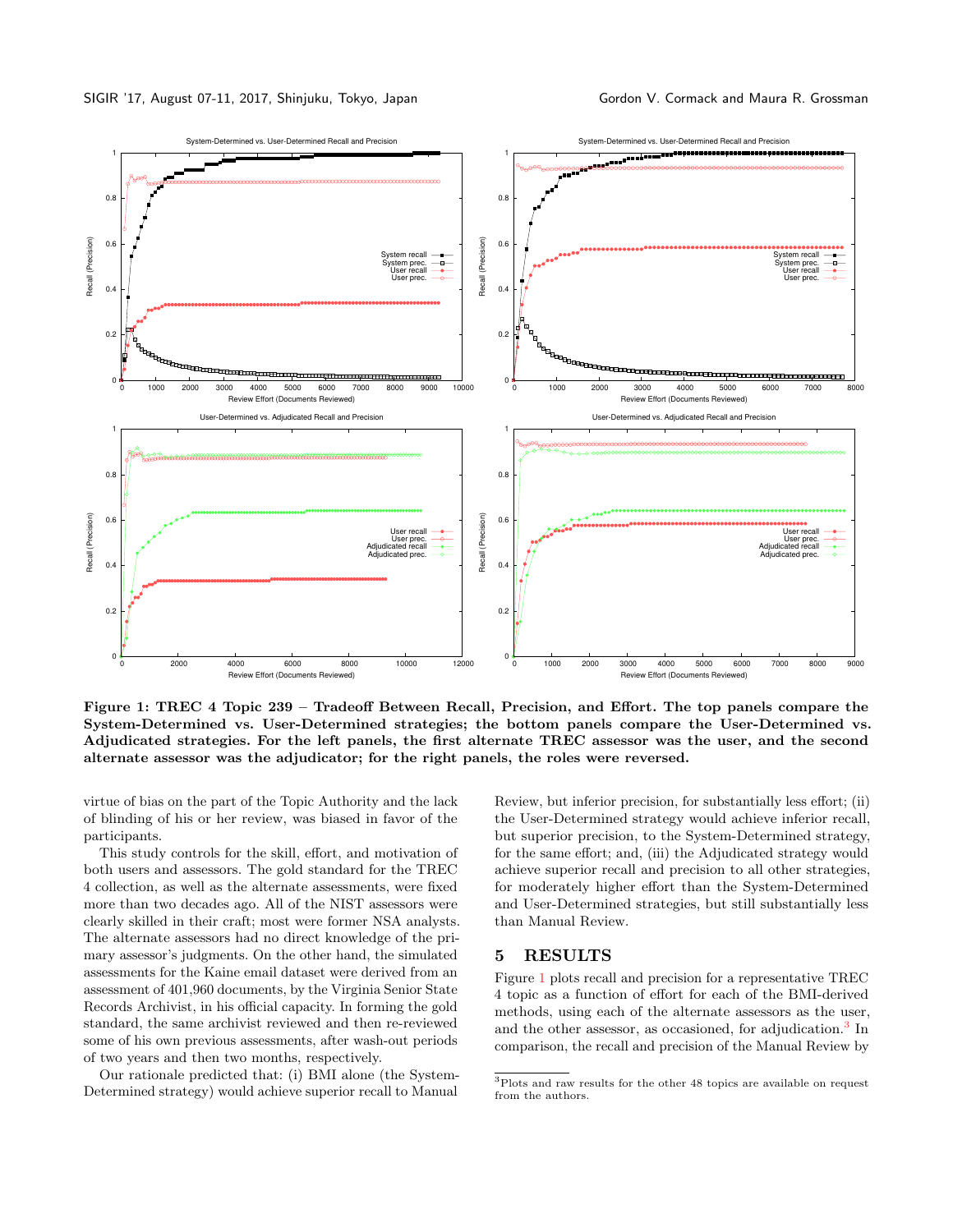**Figure 1: TREC 4 Topic 239 – Tradeoff Between Recall, Precision, and Effort. The top panels compare the System-Determined vs. User-Determined strategies; the bottom panels compare the User-Determined vs. Adjudicated strategies. For the left panels, the first alternate TREC assessor was the user, and the second alternate assessor was the adjudicator; for the right panels, the roles were reversed.**

virtue of bias on the part of the Topic Authority and the lack of blinding of his or her review, was biased in favor of the participants.

This study controls for the skill, effort, and motivation of both users and assessors. The gold standard for the TREC 4 collection, as well as the alternate assessments, were fixed more than two decades ago. All of the NIST assessors were clearly skilled in their craft; most were former NSA analysts. The alternate assessors had no direct knowledge of the primary assessor's judgments. On the other hand, the simulated assessments for the Kaine email dataset were derived from an assessment of 401,960 documents, by the Virginia Senior State Records Archivist, in his official capacity. In forming the gold standard, the same archivist reviewed and then re-reviewed some of his own previous assessments, after wash-out periods of two years and then two months, respectively.

Our rationale predicted that: (i) BMI alone (the System-Determined strategy) would achieve superior recall to Manual Review, but inferior precision, for substantially less effort; (ii) the User-Determined strategy would achieve inferior recall, but superior precision, to the System-Determined strategy, for the same effort; and, (iii) the Adjudicated strategy would achieve superior recall and precision to all other strategies, for moderately higher effort than the System-Determined and User-Determined strategies, but still substantially less than Manual Review.

## 5 RESULTS

Figure 1 plots recall and precision for a representative TREC 4 topic as a function of effort for each of the BMI-derived methods, using each of the alternate assessors as the user, and the other assessor, as occasioned, for adjudication.[3] In comparison, the recall and precision of the Manual Review by

[3] Plots and raw results for the other 48 topics are available on request from the authors.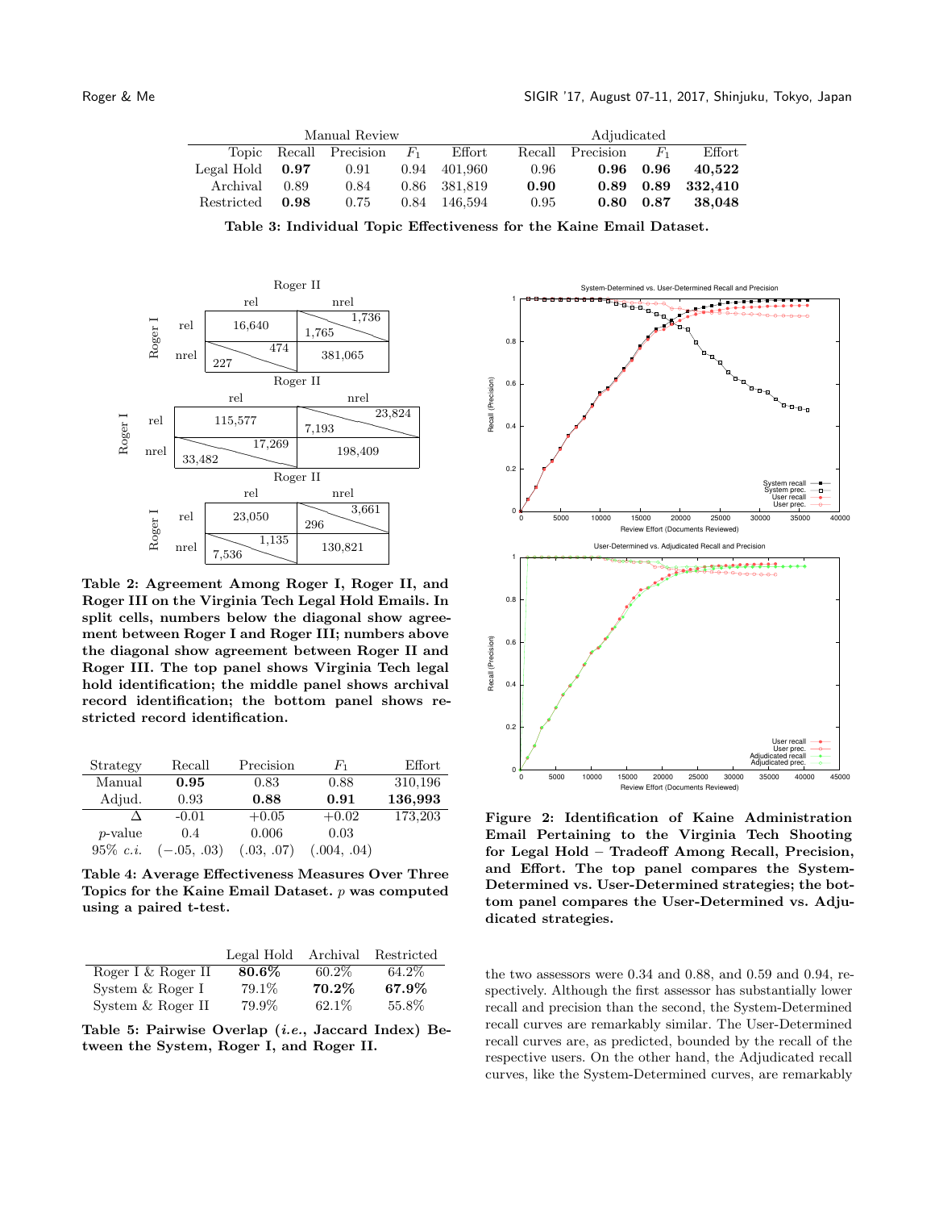| | Manual Review | | | | Adjudicated | | | |
|---|---|---|---|---|---|---|---|---|
| Topic | Recall | Precision | $F_1$ | Effort | Recall | Precision | $F_1$ | Effort |
| Legal Hold | **0.97** | 0.91 | 0.94 | 401,960 | 0.96 | **0.96** | **0.96** | **40,522** |
| Archival | 0.89 | 0.84 | 0.86 | 381,819 | **0.90** | **0.89** | **0.89** | **332,410** |
| Restricted | **0.98** | 0.75 | 0.84 | 146,594 | 0.95 | **0.80** | **0.87** | **38,048** |

**Table 3: Individual Topic Effectiveness for the Kaine Email Dataset.**

Top panel (Roger I rows vs. Roger II columns):

| Roger I \ Roger II | rel | nrel |
|---|---|---|
| rel | 16,640 | 1,765 / 1,736 |
| nrel | 227 / 474 | 381,065 |

Middle panel (Roger I rows vs. Roger II columns):

| Roger I \ Roger II | rel | nrel |
|---|---|---|
| rel | 115,577 | 7,193 / 23,824 |
| nrel | 33,482 / 17,269 | 198,409 |

Bottom panel (Roger I rows vs. Roger II columns):

| Roger I \ Roger II | rel | nrel |
|---|---|---|
| rel | 23,050 | 296 / 3,661 |
| nrel | 7,536 / 1,135 | 130,821 |

**Table 2: Agreement Among Roger I, Roger II, and Roger III on the Virginia Tech Legal Hold Emails. In split cells, numbers below the diagonal show agreement between Roger I and Roger III; numbers above the diagonal show agreement between Roger II and Roger III. The top panel shows Virginia Tech legal hold identification; the middle panel shows archival record identification; the bottom panel shows restricted record identification.**

| Strategy | Recall | Precision | $F_1$ | Effort |
|---|---|---|---|---|
| Manual | **0.95** | 0.83 | 0.88 | 310,196 |
| Adjud. | 0.93 | **0.88** | **0.91** | **136,993** |
| Δ | -0.01 | +0.05 | +0.02 | 173,203 |
| $p$-value | 0.4 | 0.006 | 0.03 | |
| 95% *c.i.* | $(-.05, .03)$ | $(.03, .07)$ | $(.004, .04)$ | |

**Table 4: Average Effectiveness Measures Over Three Topics for the Kaine Email Dataset. $p$ was computed using a paired t-test.**

| | Legal Hold | Archival | Restricted |
|---|---|---|---|
| Roger I & Roger II | **80.6%** | 60.2% | 64.2% |
| System & Roger I | 79.1% | **70.2%** | **67.9%** |
| System & Roger II | 79.9% | 62.1% | 55.8% |

**Table 5: Pairwise Overlap (*i.e.*, Jaccard Index) Between the System, Roger I, and Roger II.**

**Figure 2: Identification of Kaine Administration Email Pertaining to the Virginia Tech Shooting for Legal Hold – Tradeoff Among Recall, Precision, and Effort. The top panel compares the System-Determined vs. User-Determined strategies; the bottom panel compares the User-Determined vs. Adjudicated strategies.**

the two assessors were 0.34 and 0.88, and 0.59 and 0.94, respectively. Although the first assessor has substantially lower recall and precision than the second, the System-Determined recall curves are remarkably similar. The User-Determined recall curves are, as predicted, bounded by the recall of the respective users. On the other hand, the Adjudicated recall curves, like the System-Determined curves, are remarkably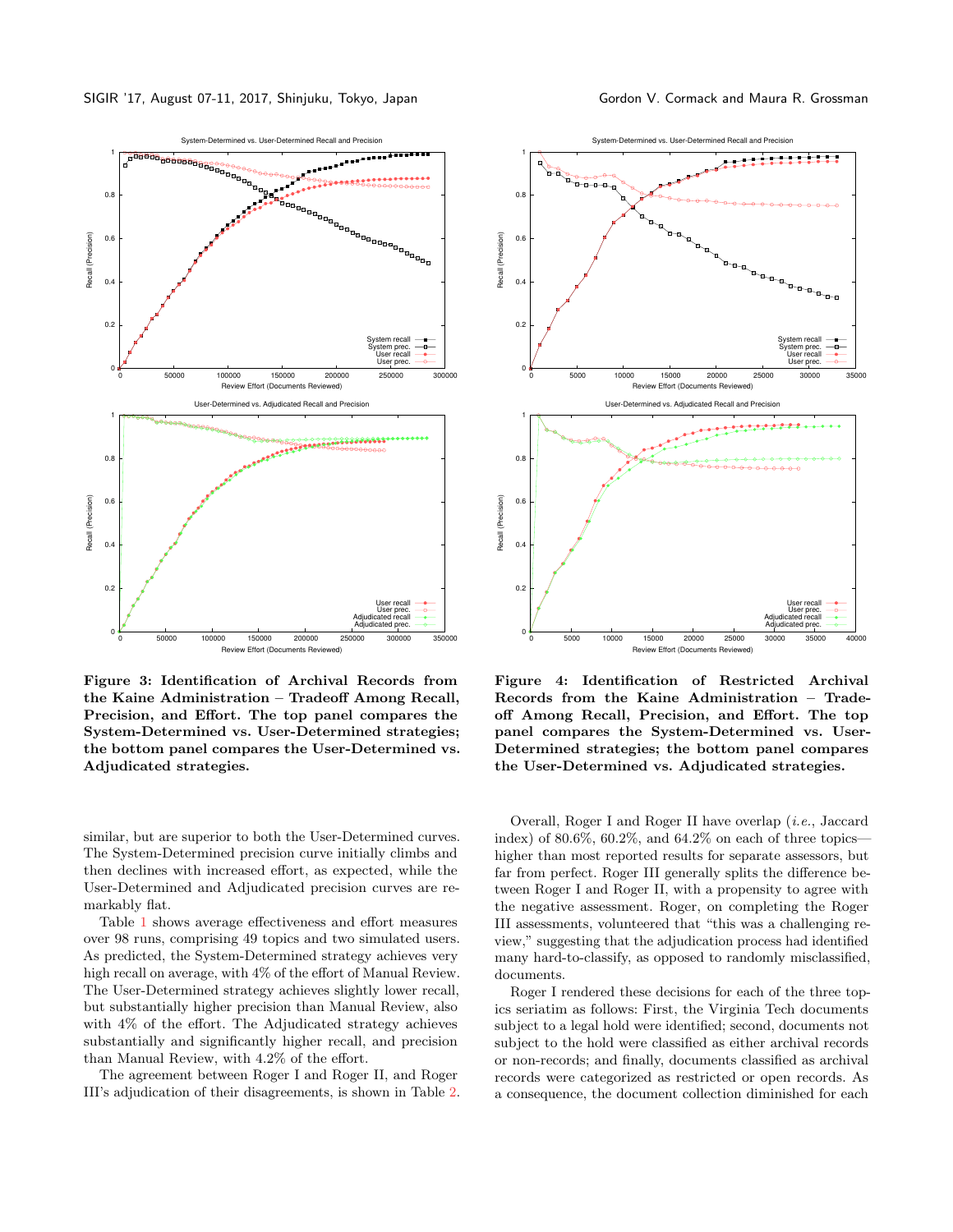Figure 3: Identification of Archival Records from the Kaine Administration – Tradeoff Among Recall, Precision, and Effort. The top panel compares the System-Determined vs. User-Determined strategies; the bottom panel compares the User-Determined vs. Adjudicated strategies.

Figure 4: Identification of Restricted Archival Records from the Kaine Administration – Tradeoff Among Recall, Precision, and Effort. The top panel compares the System-Determined vs. User-Determined strategies; the bottom panel compares the User-Determined vs. Adjudicated strategies.

similar, but are superior to both the User-Determined curves. The System-Determined precision curve initially climbs and then declines with increased effort, as expected, while the User-Determined and Adjudicated precision curves are remarkably flat.

Table 1 shows average effectiveness and effort measures over 98 runs, comprising 49 topics and two simulated users. As predicted, the System-Determined strategy achieves very high recall on average, with 4% of the effort of Manual Review. The User-Determined strategy achieves slightly lower recall, but substantially higher precision than Manual Review, also with 4% of the effort. The Adjudicated strategy achieves substantially and significantly higher recall, and precision than Manual Review, with 4.2% of the effort.

The agreement between Roger I and Roger II, and Roger III's adjudication of their disagreements, is shown in Table 2. Overall, Roger I and Roger II have overlap (*i.e.*, Jaccard index) of 80.6%, 60.2%, and 64.2% on each of three topics—higher than most reported results for separate assessors, but far from perfect. Roger III generally splits the difference between Roger I and Roger II, with a propensity to agree with the negative assessment. Roger, on completing the Roger III assessments, volunteered that "this was a challenging review," suggesting that the adjudication process had identified many hard-to-classify, as opposed to randomly misclassified, documents.

Roger I rendered these decisions for each of the three topics seriatim as follows: First, the Virginia Tech documents subject to a legal hold were identified; second, documents not subject to the hold were classified as either archival records or non-records; and finally, documents classified as archival records were categorized as restricted or open records. As a consequence, the document collection diminished for each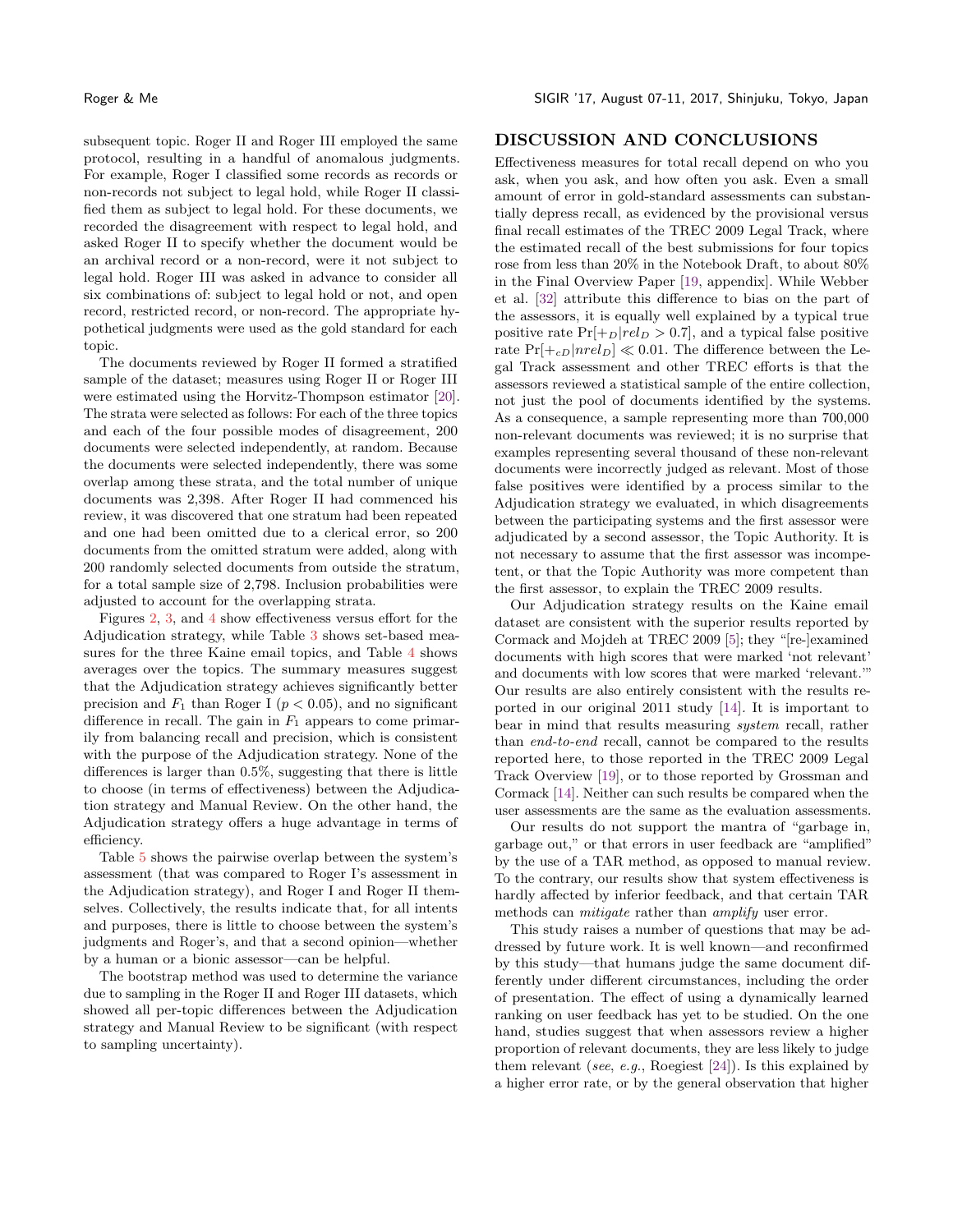subsequent topic. Roger II and Roger III employed the same protocol, resulting in a handful of anomalous judgments. For example, Roger I classified some records as records or non-records not subject to legal hold, while Roger II classified them as subject to legal hold. For these documents, we recorded the disagreement with respect to legal hold, and asked Roger II to specify whether the document would be an archival record or a non-record, were it not subject to legal hold. Roger III was asked in advance to consider all six combinations of: subject to legal hold or not, and open record, restricted record, or non-record. The appropriate hypothetical judgments were used as the gold standard for each topic.

The documents reviewed by Roger II formed a stratified sample of the dataset; measures using Roger II or Roger III were estimated using the Horvitz-Thompson estimator [20]. The strata were selected as follows: For each of the three topics and each of the four possible modes of disagreement, 200 documents were selected independently, at random. Because the documents were selected independently, there was some overlap among these strata, and the total number of unique documents was 2,398. After Roger II had commenced his review, it was discovered that one stratum had been repeated and one had been omitted due to a clerical error, so 200 documents from the omitted stratum were added, along with 200 randomly selected documents from outside the stratum, for a total sample size of 2,798. Inclusion probabilities were adjusted to account for the overlapping strata.

Figures 2, 3, and 4 show effectiveness versus effort for the Adjudication strategy, while Table 3 shows set-based measures for the three Kaine email topics, and Table 4 shows averages over the topics. The summary measures suggest that the Adjudication strategy achieves significantly better precision and $F_1$ than Roger I ($p < 0.05$), and no significant difference in recall. The gain in $F_1$ appears to come primarily from balancing recall and precision, which is consistent with the purpose of the Adjudication strategy. None of the differences is larger than 0.5%, suggesting that there is little to choose (in terms of effectiveness) between the Adjudication strategy and Manual Review. On the other hand, the Adjudication strategy offers a huge advantage in terms of efficiency.

Table 5 shows the pairwise overlap between the system's assessment (that was compared to Roger I's assessment in the Adjudication strategy), and Roger I and Roger II themselves. Collectively, the results indicate that, for all intents and purposes, there is little to choose between the system's judgments and Roger's, and that a second opinion—whether by a human or a bionic assessor—can be helpful.

The bootstrap method was used to determine the variance due to sampling in the Roger II and Roger III datasets, which showed all per-topic differences between the Adjudication strategy and Manual Review to be significant (with respect to sampling uncertainty).

## DISCUSSION AND CONCLUSIONS

Effectiveness measures for total recall depend on who you ask, when you ask, and how often you ask. Even a small amount of error in gold-standard assessments can substantially depress recall, as evidenced by the provisional versus final recall estimates of the TREC 2009 Legal Track, where the estimated recall of the best submissions for four topics rose from less than 20% in the Notebook Draft, to about 80% in the Final Overview Paper [19, appendix]. While Webber et al. [32] attribute this difference to bias on the part of the assessors, it is equally well explained by a typical true positive rate $\Pr[+_D|rel_D > 0.7]$, and a typical false positive rate $\Pr[+_{cD}|nrel_D] \ll 0.01$. The difference between the Legal Track assessment and other TREC efforts is that the assessors reviewed a statistical sample of the entire collection, not just the pool of documents identified by the systems. As a consequence, a sample representing more than 700,000 non-relevant documents was reviewed; it is no surprise that examples representing several thousand of these non-relevant documents were incorrectly judged as relevant. Most of those false positives were identified by a process similar to the Adjudication strategy we evaluated, in which disagreements between the participating systems and the first assessor were adjudicated by a second assessor, the Topic Authority. It is not necessary to assume that the first assessor was incompetent, or that the Topic Authority was more competent than the first assessor, to explain the TREC 2009 results.

Our Adjudication strategy results on the Kaine email dataset are consistent with the superior results reported by Cormack and Mojdeh at TREC 2009 [5]; they "[re-]examined documents with high scores that were marked 'not relevant' and documents with low scores that were marked 'relevant.'" Our results are also entirely consistent with the results reported in our original 2011 study [14]. It is important to bear in mind that results measuring *system* recall, rather than *end-to-end* recall, cannot be compared to the results reported here, to those reported in the TREC 2009 Legal Track Overview [19], or to those reported by Grossman and Cormack [14]. Neither can such results be compared when the user assessments are the same as the evaluation assessments.

Our results do not support the mantra of "garbage in, garbage out," or that errors in user feedback are "amplified" by the use of a TAR method, as opposed to manual review. To the contrary, our results show that system effectiveness is hardly affected by inferior feedback, and that certain TAR methods can *mitigate* rather than *amplify* user error.

This study raises a number of questions that may be addressed by future work. It is well known—and reconfirmed by this study—that humans judge the same document differently under different circumstances, including the order of presentation. The effect of using a dynamically learned ranking on user feedback has yet to be studied. On the one hand, studies suggest that when assessors review a higher proportion of relevant documents, they are less likely to judge them relevant (*see, e.g.*, Roegiest [24]). Is this explained by a higher error rate, or by the general observation that higher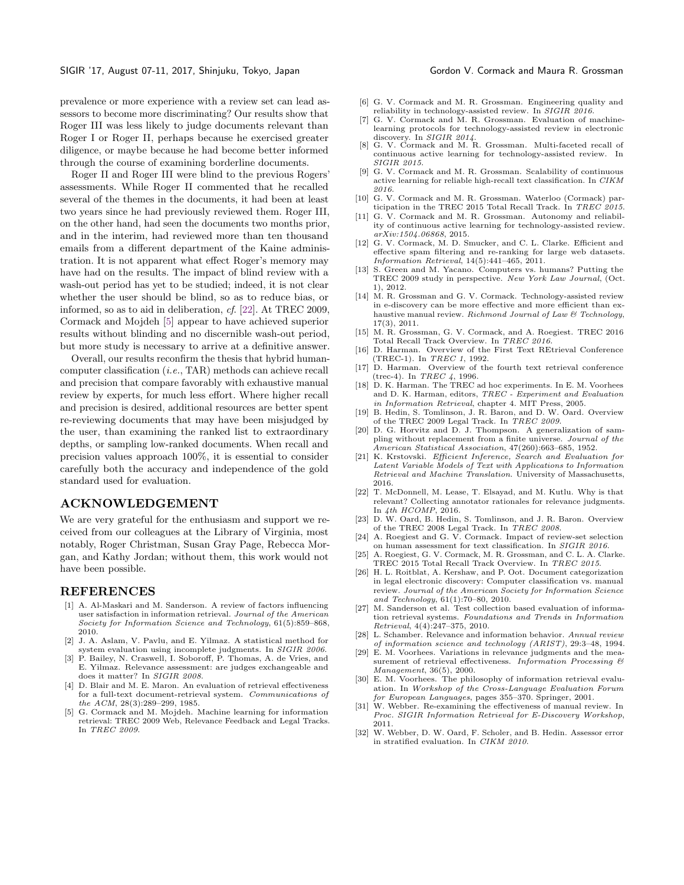prevalence or more experience with a review set can lead assessors to become more discriminating? Our results show that Roger III was less likely to judge documents relevant than Roger I or Roger II, perhaps because he exercised greater diligence, or maybe because he had become better informed through the course of examining borderline documents.

Roger II and Roger III were blind to the previous Rogers' assessments. While Roger II commented that he recalled several of the themes in the documents, it had been at least two years since he had previously reviewed them. Roger III, on the other hand, had seen the documents two months prior, and in the interim, had reviewed more than ten thousand emails from a different department of the Kaine administration. It is not apparent what effect Roger's memory may have had on the results. The impact of blind review with a wash-out period has yet to be studied; indeed, it is not clear whether the user should be blind, so as to reduce bias, or informed, so as to aid in deliberation, *cf.* [22]. At TREC 2009, Cormack and Mojdeh [5] appear to have achieved superior results without blinding and no discernible wash-out period, but more study is necessary to arrive at a definitive answer.

Overall, our results reconfirm the thesis that hybrid human-computer classification (*i.e.*, TAR) methods can achieve recall and precision that compare favorably with exhaustive manual review by experts, for much less effort. Where higher recall and precision is desired, additional resources are better spent re-reviewing documents that may have been misjudged by the user, than examining the ranked list to extraordinary depths, or sampling low-ranked documents. When recall and precision values approach 100%, it is essential to consider carefully both the accuracy and independence of the gold standard used for evaluation.

## ACKNOWLEDGEMENT

We are very grateful for the enthusiasm and support we received from our colleagues at the Library of Virginia, most notably, Roger Christman, Susan Gray Page, Rebecca Morgan, and Kathy Jordan; without them, this work would not have been possible.

## REFERENCES

[1] A. Al-Maskari and M. Sanderson. A review of factors influencing user satisfaction in information retrieval. *Journal of the American Society for Information Science and Technology*, 61(5):859–868, 2010.

[2] J. A. Aslam, V. Pavlu, and E. Yilmaz. A statistical method for system evaluation using incomplete judgments. In *SIGIR 2006*.

[3] P. Bailey, N. Craswell, I. Soboroff, P. Thomas, A. de Vries, and E. Yilmaz. Relevance assessment: are judges exchangeable and does it matter? In *SIGIR 2008*.

[4] D. Blair and M. E. Maron. An evaluation of retrieval effectiveness for a full-text document-retrieval system. *Communications of the ACM*, 28(3):289–299, 1985.

[5] G. Cormack and M. Mojdeh. Machine learning for information retrieval: TREC 2009 Web, Relevance Feedback and Legal Tracks. In *TREC 2009*.

[6] G. V. Cormack and M. R. Grossman. Engineering quality and reliability in technology-assisted review. In *SIGIR 2016*.

[7] G. V. Cormack and M. R. Grossman. Evaluation of machine-learning protocols for technology-assisted review in electronic discovery. In *SIGIR 2014*.

[8] G. V. Cormack and M. R. Grossman. Multi-faceted recall of continuous active learning for technology-assisted review. In *SIGIR 2015*.

[9] G. V. Cormack and M. R. Grossman. Scalability of continuous active learning for reliable high-recall text classification. In *CIKM 2016*.

[10] G. V. Cormack and M. R. Grossman. Waterloo (Cormack) participation in the TREC 2015 Total Recall Track. In *TREC 2015*.

[11] G. V. Cormack and M. R. Grossman. Autonomy and reliability of continuous active learning for technology-assisted review. *arXiv:1504.06868*, 2015.

[12] G. V. Cormack, M. D. Smucker, and C. L. Clarke. Efficient and effective spam filtering and re-ranking for large web datasets. *Information Retrieval*, 14(5):441–465, 2011.

[13] S. Green and M. Yacano. Computers vs. humans? Putting the TREC 2009 study in perspective. *New York Law Journal*, (Oct. 1), 2012.

[14] M. R. Grossman and G. V. Cormack. Technology-assisted review in e-discovery can be more effective and more efficient than exhaustive manual review. *Richmond Journal of Law & Technology*, 17(3), 2011.

[15] M. R. Grossman, G. V. Cormack, and A. Roegiest. TREC 2016 Total Recall Track Overview. In *TREC 2016*.

[16] D. Harman. Overview of the First Text REtrieval Conference (TREC-1). In *TREC 1*, 1992.

[17] D. Harman. Overview of the fourth text retrieval conference (trec-4). In *TREC 4*, 1996.

[18] D. K. Harman. The TREC ad hoc experiments. In E. M. Voorhees and D. K. Harman, editors, *TREC - Experiment and Evaluation in Information Retrieval*, chapter 4. MIT Press, 2005.

[19] B. Hedin, S. Tomlinson, J. R. Baron, and D. W. Oard. Overview of the TREC 2009 Legal Track. In *TREC 2009*.

[20] D. G. Horvitz and D. J. Thompson. A generalization of sampling without replacement from a finite universe. *Journal of the American Statistical Association*, 47(260):663–685, 1952.

[21] K. Krstovski. *Efficient Inference, Search and Evaluation for Latent Variable Models of Text with Applications to Information Retrieval and Machine Translation*. University of Massachusetts, 2016.

[22] T. McDonnell, M. Lease, T. Elsayad, and M. Kutlu. Why is that relevant? Collecting annotator rationales for relevance judgments. In *4th HCOMP*, 2016.

[23] D. W. Oard, B. Hedin, S. Tomlinson, and J. R. Baron. Overview of the TREC 2008 Legal Track. In *TREC 2008*.

[24] A. Roegiest and G. V. Cormack. Impact of review-set selection on human assessment for text classification. In *SIGIR 2016*.

[25] A. Roegiest, G. V. Cormack, M. R. Grossman, and C. L. A. Clarke. TREC 2015 Total Recall Track Overview. In *TREC 2015*.

[26] H. L. Roitblat, A. Kershaw, and P. Oot. Document categorization in legal electronic discovery: Computer classification vs. manual review. *Journal of the American Society for Information Science and Technology*, 61(1):70–80, 2010.

[27] M. Sanderson et al. Test collection based evaluation of information retrieval systems. *Foundations and Trends in Information Retrieval*, 4(4):247–375, 2010.

[28] L. Schamber. Relevance and information behavior. *Annual review of information science and technology (ARIST)*, 29:3–48, 1994.

[29] E. M. Voorhees. Variations in relevance judgments and the measurement of retrieval effectiveness. *Information Processing & Management*, 36(5), 2000.

[30] E. M. Voorhees. The philosophy of information retrieval evaluation. In *Workshop of the Cross-Language Evaluation Forum for European Languages*, pages 355–370. Springer, 2001.

[31] W. Webber. Re-examining the effectiveness of manual review. In *Proc. SIGIR Information Retrieval for E-Discovery Workshop*, 2011.

[32] W. Webber, D. W. Oard, F. Scholer, and B. Hedin. Assessor error in stratified evaluation. In *CIKM 2010*.